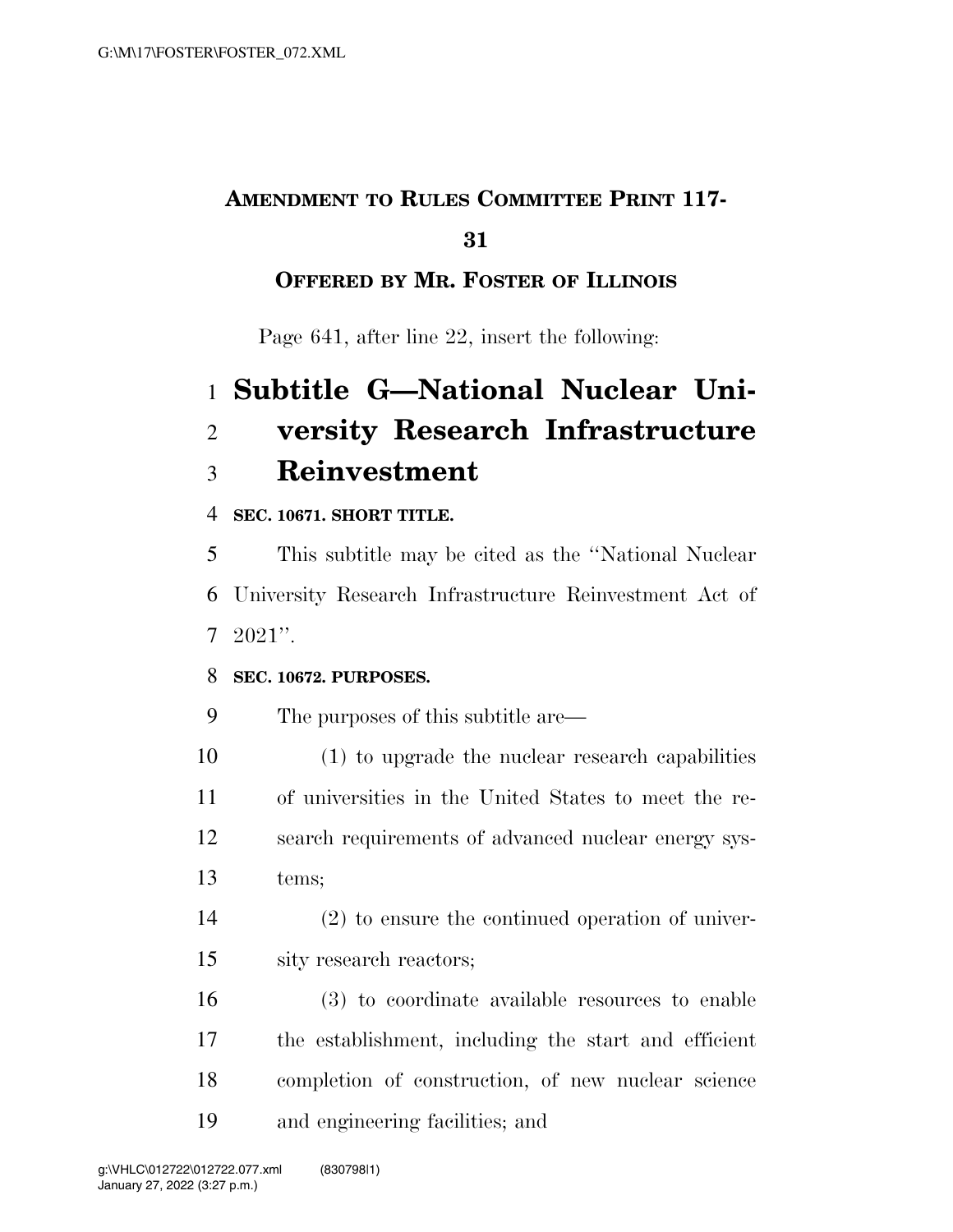**AMENDMENT TO RULES COMMITTEE PRINT 117-31**

**OFFERED BY MR. FOSTER OF ILLINOIS**

Page 641, after line 22, insert the following:

# Subtitle G—National Nuclear University Research Infrastructure Reinvestment

**SEC. 10671. SHORT TITLE.**

This subtitle may be cited as the ''National Nuclear University Research Infrastructure Reinvestment Act of 2021''.

**SEC. 10672. PURPOSES.**

The purposes of this subtitle are—

(1) to upgrade the nuclear research capabilities of universities in the United States to meet the research requirements of advanced nuclear energy systems;

(2) to ensure the continued operation of university research reactors;

(3) to coordinate available resources to enable the establishment, including the start and efficient completion of construction, of new nuclear science and engineering facilities; and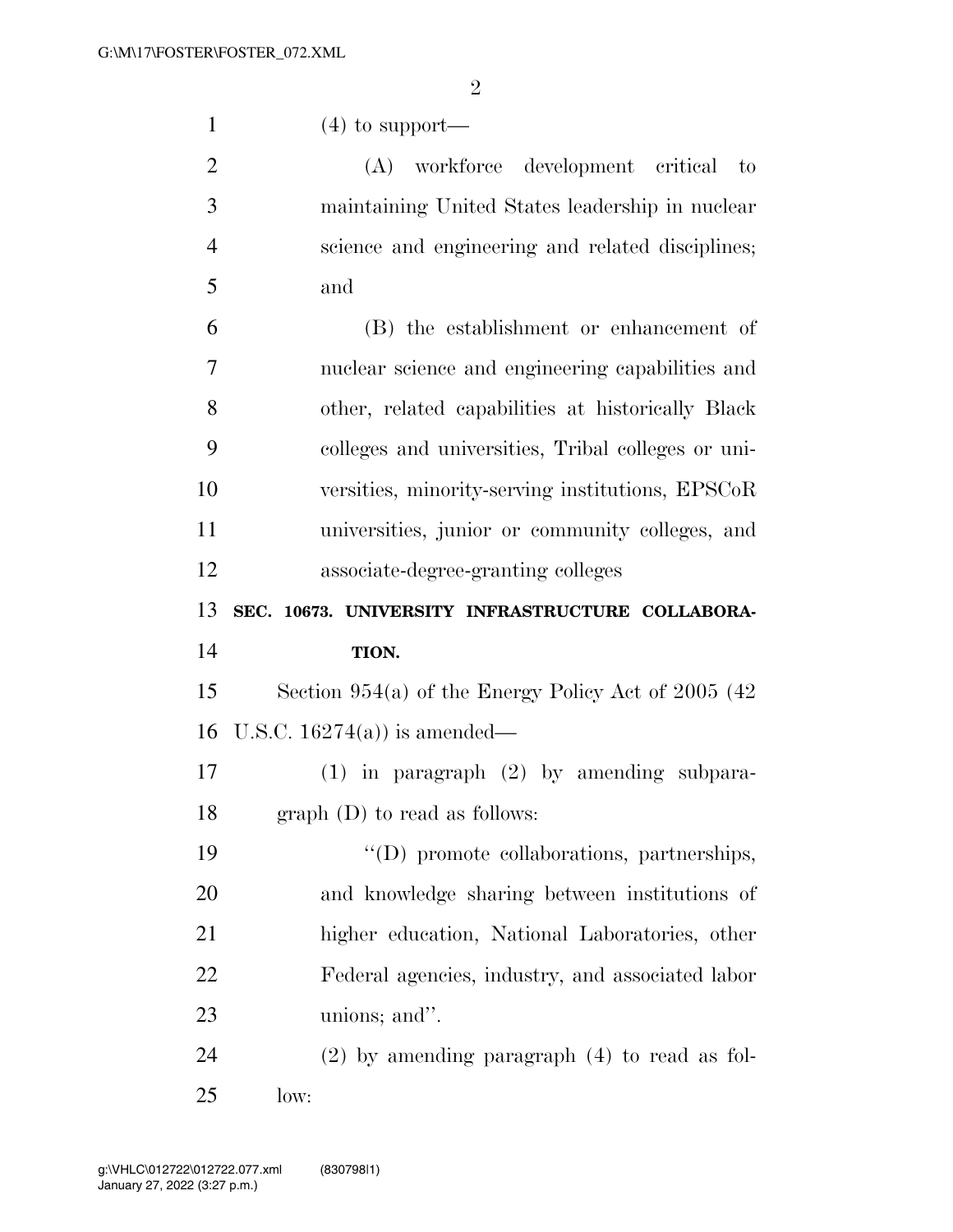(4) to support—

(A) workforce development critical to maintaining United States leadership in nuclear science and engineering and related disciplines; and

(B) the establishment or enhancement of nuclear science and engineering capabilities and other, related capabilities at historically Black colleges and universities, Tribal colleges or universities, minority-serving institutions, EPSCoR universities, junior or community colleges, and associate-degree-granting colleges

**SEC. 10673. UNIVERSITY INFRASTRUCTURE COLLABORATION.**

Section 954(a) of the Energy Policy Act of 2005 (42 U.S.C. 16274(a)) is amended—

(1) in paragraph (2) by amending subparagraph (D) to read as follows:

"(D) promote collaborations, partnerships, and knowledge sharing between institutions of higher education, National Laboratories, other Federal agencies, industry, and associated labor unions; and".

(2) by amending paragraph (4) to read as follow: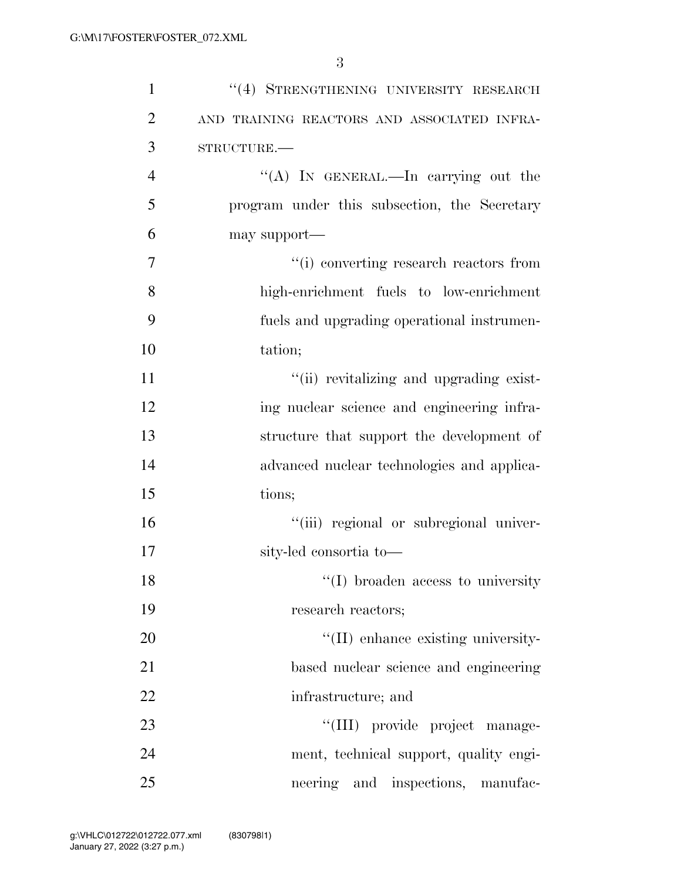"(4) STRENGTHENING UNIVERSITY RESEARCH AND TRAINING REACTORS AND ASSOCIATED INFRASTRUCTURE.—

"(A) IN GENERAL.—In carrying out the program under this subsection, the Secretary may support—

"(i) converting research reactors from high-enrichment fuels to low-enrichment fuels and upgrading operational instrumentation;

"(ii) revitalizing and upgrading existing nuclear science and engineering infrastructure that support the development of advanced nuclear technologies and applications;

"(iii) regional or subregional university-led consortia to—

"(I) broaden access to university research reactors;

"(II) enhance existing university-based nuclear science and engineering infrastructure; and

"(III) provide project management, technical support, quality engineering and inspections, manufac-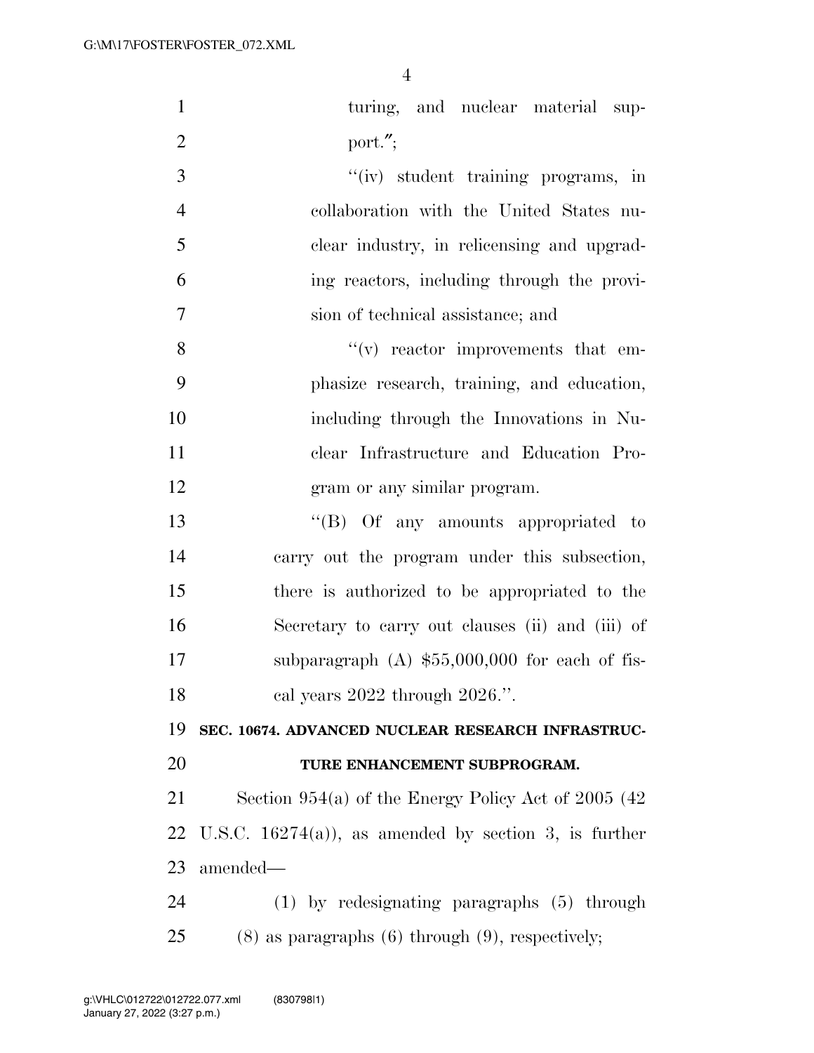turing, and nuclear material support.";

"(iv) student training programs, in collaboration with the United States nuclear industry, in relicensing and upgrading reactors, including through the provision of technical assistance; and

"(v) reactor improvements that emphasize research, training, and education, including through the Innovations in Nuclear Infrastructure and Education Program or any similar program.

"(B) Of any amounts appropriated to carry out the program under this subsection, there is authorized to be appropriated to the Secretary to carry out clauses (ii) and (iii) of subparagraph (A) $55,000,000 for each of fiscal years 2022 through 2026.".

**SEC. 10674. ADVANCED NUCLEAR RESEARCH INFRASTRUCTURE ENHANCEMENT SUBPROGRAM.**

Section 954(a) of the Energy Policy Act of 2005 (42 U.S.C. 16274(a)), as amended by section 3, is further amended—

(1) by redesignating paragraphs (5) through (8) as paragraphs (6) through (9), respectively;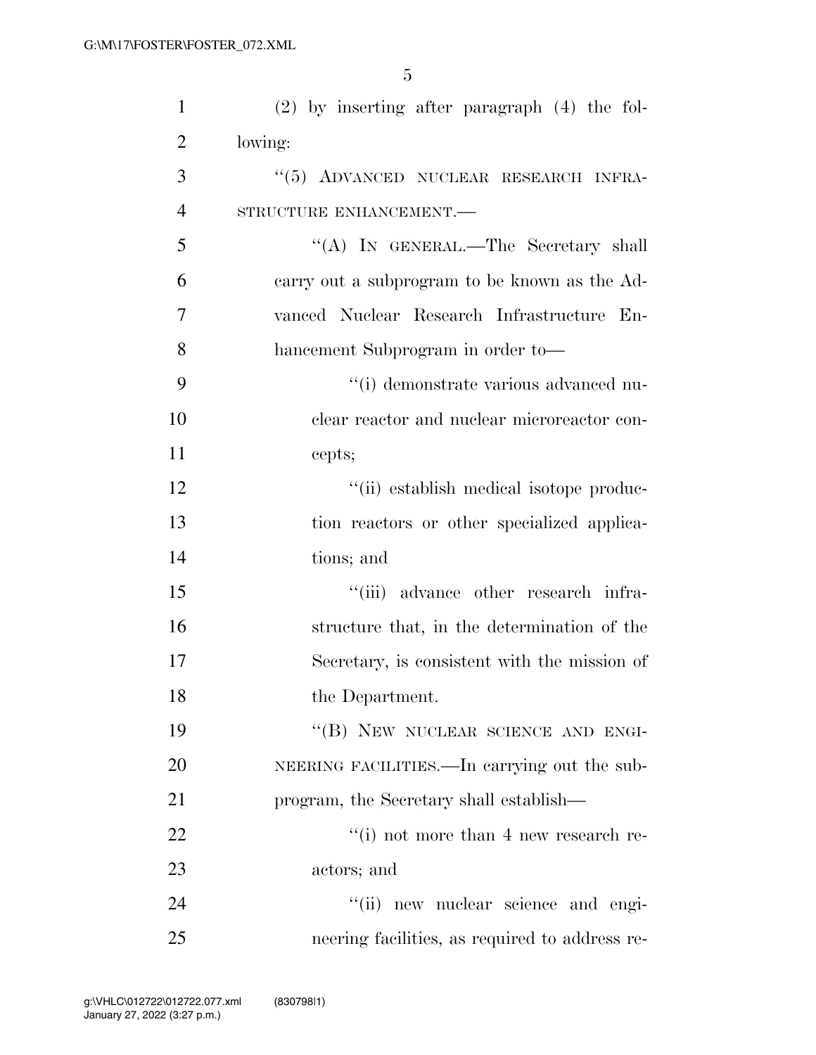(2) by inserting after paragraph (4) the following:

"(5) ADVANCED NUCLEAR RESEARCH INFRASTRUCTURE ENHANCEMENT.—

"(A) IN GENERAL.—The Secretary shall carry out a subprogram to be known as the Advanced Nuclear Research Infrastructure Enhancement Subprogram in order to—

"(i) demonstrate various advanced nuclear reactor and nuclear microreactor concepts;

"(ii) establish medical isotope production reactors or other specialized applications; and

"(iii) advance other research infrastructure that, in the determination of the Secretary, is consistent with the mission of the Department.

"(B) NEW NUCLEAR SCIENCE AND ENGINEERING FACILITIES.—In carrying out the subprogram, the Secretary shall establish—

"(i) not more than 4 new research reactors; and

"(ii) new nuclear science and engineering facilities, as required to address re-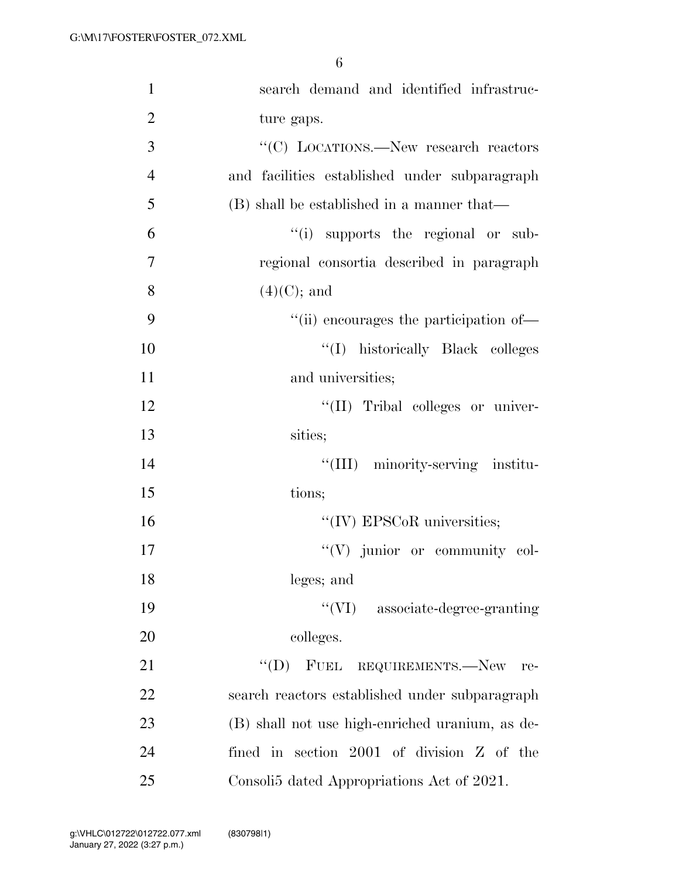search demand and identified infrastructure gaps.

"(C) LOCATIONS.—New research reactors and facilities established under subparagraph (B) shall be established in a manner that—

"(i) supports the regional or sub-regional consortia described in paragraph (4)(C); and

"(ii) encourages the participation of—

"(I) historically Black colleges and universities;

"(II) Tribal colleges or universities;

"(III) minority-serving institutions;

"(IV) EPSCoR universities;

"(V) junior or community colleges; and

"(VI) associate-degree-granting colleges.

"(D) FUEL REQUIREMENTS.—New research reactors established under subparagraph (B) shall not use high-enriched uranium, as defined in section 2001 of division Z of the Consoli5 dated Appropriations Act of 2021.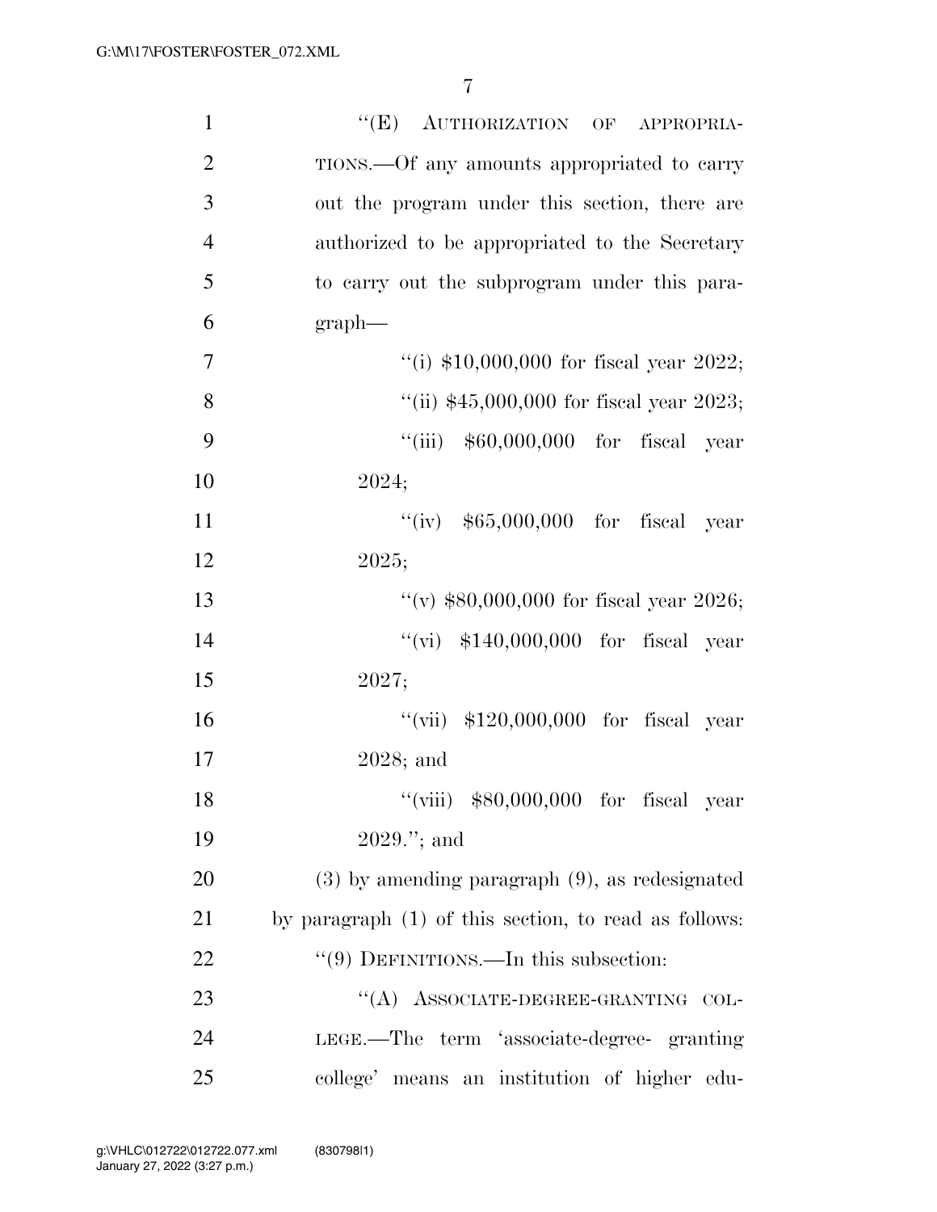"(E) AUTHORIZATION OF APPROPRIATIONS.—Of any amounts appropriated to carry out the program under this section, there are authorized to be appropriated to the Secretary to carry out the subprogram under this paragraph—

"(i) $10,000,000 for fiscal year 2022;

"(ii) $45,000,000 for fiscal year 2023;

"(iii) $60,000,000 for fiscal year 2024;

"(iv) $65,000,000 for fiscal year 2025;

"(v) $80,000,000 for fiscal year 2026;

"(vi) $140,000,000 for fiscal year 2027;

"(vii) $120,000,000 for fiscal year 2028; and

"(viii) $80,000,000 for fiscal year 2029."; and

(3) by amending paragraph (9), as redesignated by paragraph (1) of this section, to read as follows:

"(9) DEFINITIONS.—In this subsection:

"(A) ASSOCIATE-DEGREE-GRANTING COLLEGE.—The term 'associate-degree- granting college' means an institution of higher edu-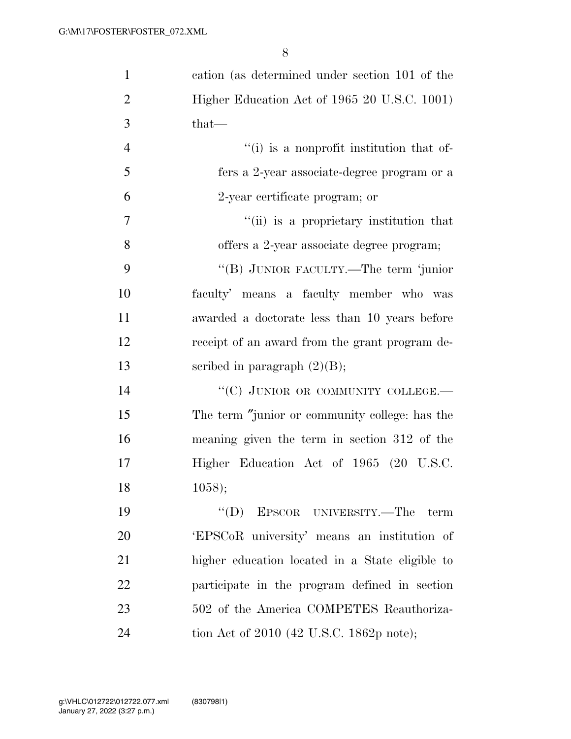cation (as determined under section 101 of the Higher Education Act of 1965 20 U.S.C. 1001) that—

''(i) is a nonprofit institution that offers a 2-year associate-degree program or a 2-year certificate program; or

''(ii) is a proprietary institution that offers a 2-year associate degree program;

''(B) JUNIOR FACULTY.—The term 'junior faculty' means a faculty member who was awarded a doctorate less than 10 years before receipt of an award from the grant program described in paragraph (2)(B);

''(C) JUNIOR OR COMMUNITY COLLEGE.—The term ″junior or community college: has the meaning given the term in section 312 of the Higher Education Act of 1965 (20 U.S.C. 1058);

''(D) EPSCOR UNIVERSITY.—The term 'EPSCoR university' means an institution of higher education located in a State eligible to participate in the program defined in section 502 of the America COMPETES Reauthorization Act of 2010 (42 U.S.C. 1862p note);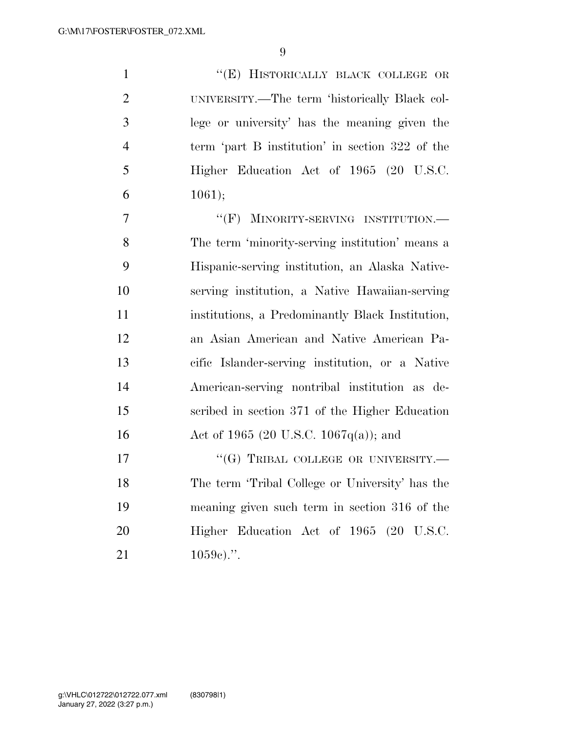"(E) HISTORICALLY BLACK COLLEGE OR UNIVERSITY.—The term 'historically Black college or university' has the meaning given the term 'part B institution' in section 322 of the Higher Education Act of 1965 (20 U.S.C. 1061);

"(F) MINORITY-SERVING INSTITUTION.—The term 'minority-serving institution' means a Hispanic-serving institution, an Alaska Native-serving institution, a Native Hawaiian-serving institutions, a Predominantly Black Institution, an Asian American and Native American Pacific Islander-serving institution, or a Native American-serving nontribal institution as described in section 371 of the Higher Education Act of 1965 (20 U.S.C. 1067q(a)); and

"(G) TRIBAL COLLEGE OR UNIVERSITY.—The term 'Tribal College or University' has the meaning given such term in section 316 of the Higher Education Act of 1965 (20 U.S.C. 1059c).".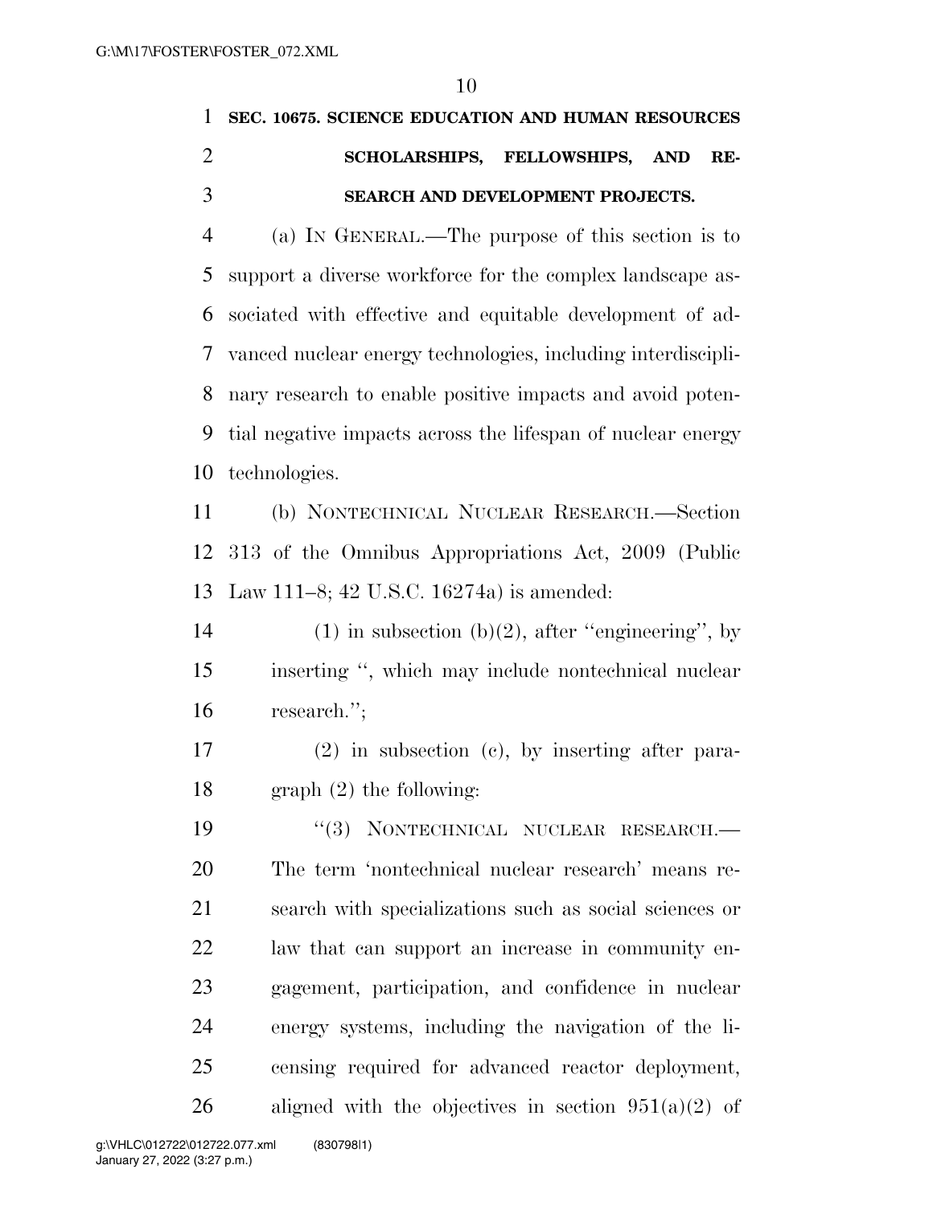**SEC. 10675. SCIENCE EDUCATION AND HUMAN RESOURCES SCHOLARSHIPS, FELLOWSHIPS, AND RESEARCH AND DEVELOPMENT PROJECTS.**

(a) IN GENERAL.—The purpose of this section is to support a diverse workforce for the complex landscape associated with effective and equitable development of advanced nuclear energy technologies, including interdisciplinary research to enable positive impacts and avoid potential negative impacts across the lifespan of nuclear energy technologies.

(b) NONTECHNICAL NUCLEAR RESEARCH.—Section 313 of the Omnibus Appropriations Act, 2009 (Public Law 111–8; 42 U.S.C. 16274a) is amended:

(1) in subsection (b)(2), after "engineering", by inserting ", which may include nontechnical nuclear research.";

(2) in subsection (c), by inserting after paragraph (2) the following:

"(3) NONTECHNICAL NUCLEAR RESEARCH.—The term 'nontechnical nuclear research' means research with specializations such as social sciences or law that can support an increase in community engagement, participation, and confidence in nuclear energy systems, including the navigation of the licensing required for advanced reactor deployment, aligned with the objectives in section 951(a)(2) of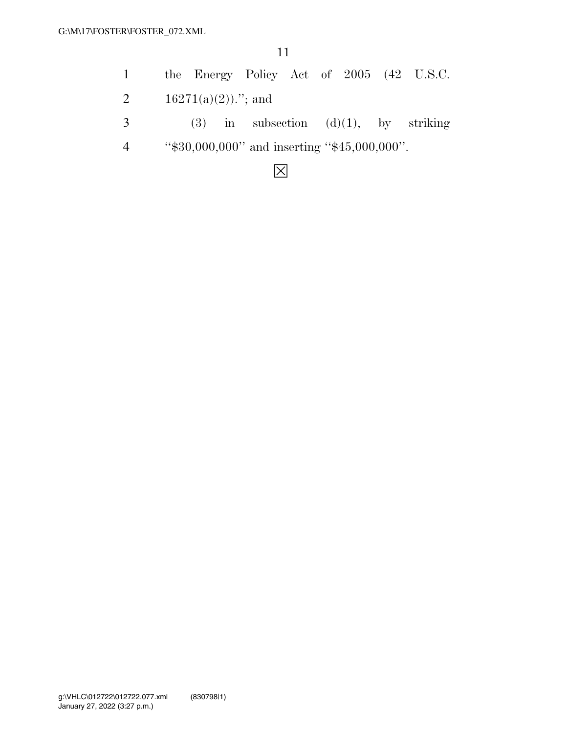the Energy Policy Act of 2005 (42 U.S.C. 16271(a)(2)).''; and

(3) in subsection (d)(1), by striking ''$30,000,000'' and inserting ''$45,000,000''.

☒